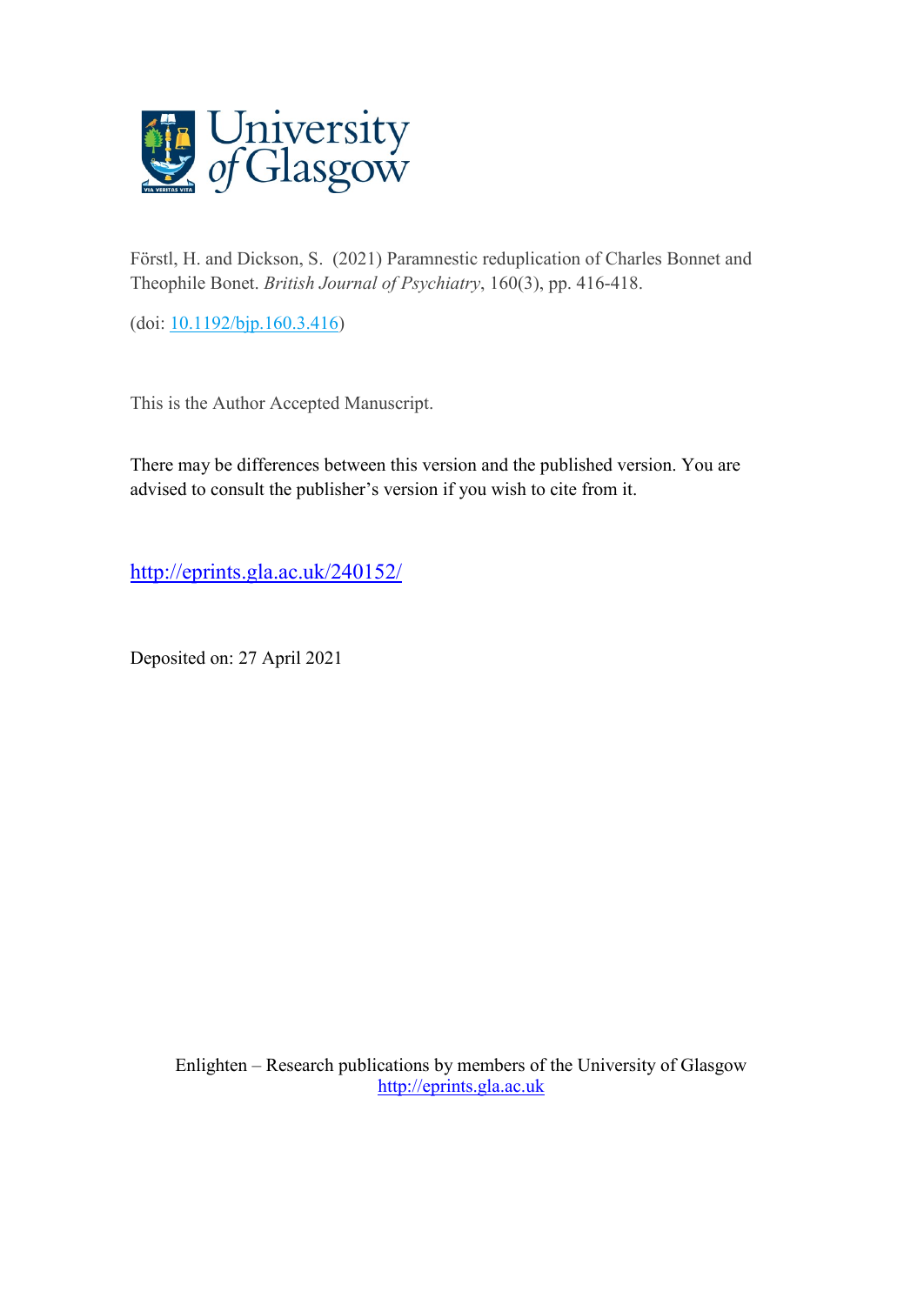Förstl, H. and Dickson, S. (2021) Paramnestic reduplication of Charles Bonnet and Theophile Bonet. *British Journal of Psychiatry*, 160(3), pp. 416-418.

(doi: [10.1192/bjp.160.3.416](https://doi.org/10.1192/bjp.160.3.416))

This is the Author Accepted Manuscript.

There may be differences between this version and the published version. You are advised to consult the publisher's version if you wish to cite from it.

[http://eprints.gla.ac.uk/240152/](http://eprints.gla.ac.uk/240152/)

Deposited on: 27 April 2021

Enlighten – Research publications by members of the University of Glasgow
[http://eprints.gla.ac.uk](http://eprints.gla.ac.uk)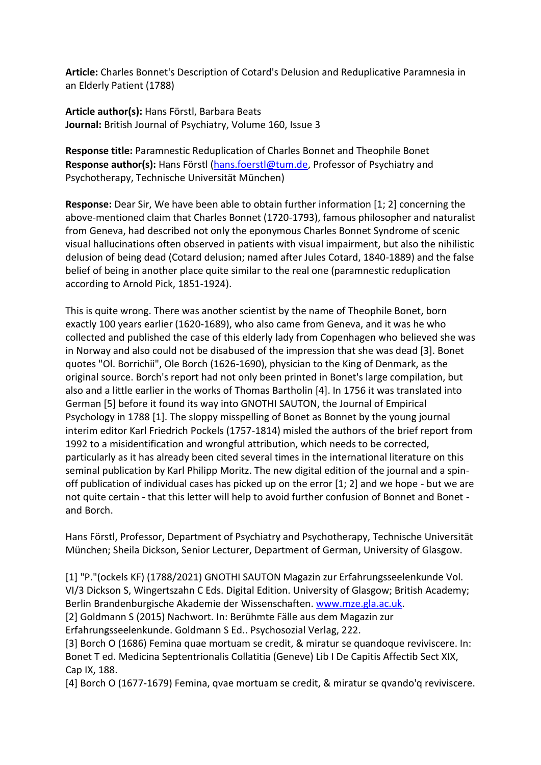**Article:** Charles Bonnet's Description of Cotard's Delusion and Reduplicative Paramnesia in an Elderly Patient (1788)

**Article author(s):** Hans Förstl, Barbara Beats
**Journal:** British Journal of Psychiatry, Volume 160, Issue 3

**Response title:** Paramnestic Reduplication of Charles Bonnet and Theophile Bonet
**Response author(s):** Hans Förstl (hans.foerstl@tum.de, Professor of Psychiatry and Psychotherapy, Technische Universität München)

**Response:** Dear Sir, We have been able to obtain further information [1; 2] concerning the above-mentioned claim that Charles Bonnet (1720-1793), famous philosopher and naturalist from Geneva, had described not only the eponymous Charles Bonnet Syndrome of scenic visual hallucinations often observed in patients with visual impairment, but also the nihilistic delusion of being dead (Cotard delusion; named after Jules Cotard, 1840-1889) and the false belief of being in another place quite similar to the real one (paramnestic reduplication according to Arnold Pick, 1851-1924).

This is quite wrong. There was another scientist by the name of Theophile Bonet, born exactly 100 years earlier (1620-1689), who also came from Geneva, and it was he who collected and published the case of this elderly lady from Copenhagen who believed she was in Norway and also could not be disabused of the impression that she was dead [3]. Bonet quotes "Ol. Borrichii", Ole Borch (1626-1690), physician to the King of Denmark, as the original source. Borch's report had not only been printed in Bonet's large compilation, but also and a little earlier in the works of Thomas Bartholin [4]. In 1756 it was translated into German [5] before it found its way into GNOTHI SAUTON, the Journal of Empirical Psychology in 1788 [1]. The sloppy misspelling of Bonet as Bonnet by the young journal interim editor Karl Friedrich Pockels (1757-1814) misled the authors of the brief report from 1992 to a misidentification and wrongful attribution, which needs to be corrected, particularly as it has already been cited several times in the international literature on this seminal publication by Karl Philipp Moritz. The new digital edition of the journal and a spin-off publication of individual cases has picked up on the error [1; 2] and we hope - but we are not quite certain - that this letter will help to avoid further confusion of Bonnet and Bonet - and Borch.

Hans Förstl, Professor, Department of Psychiatry and Psychotherapy, Technische Universität München; Sheila Dickson, Senior Lecturer, Department of German, University of Glasgow.

[1] "P."(ockels KF) (1788/2021) GNOTHI SAUTON Magazin zur Erfahrungsseelenkunde Vol. VI/3 Dickson S, Wingertszahn C Eds. Digital Edition. University of Glasgow; British Academy; Berlin Brandenburgische Akademie der Wissenschaften. www.mze.gla.ac.uk.

[2] Goldmann S (2015) Nachwort. In: Berühmte Fälle aus dem Magazin zur Erfahrungsseelenkunde. Goldmann S Ed.. Psychosozial Verlag, 222.

[3] Borch O (1686) Femina quae mortuam se credit, & miratur se quandoque reviviscere. In: Bonet T ed. Medicina Septentrionalis Collatitia (Geneve) Lib I De Capitis Affectib Sect XIX, Cap IX, 188.

[4] Borch O (1677-1679) Femina, qvae mortuam se credit, & miratur se qvando'q reviviscere.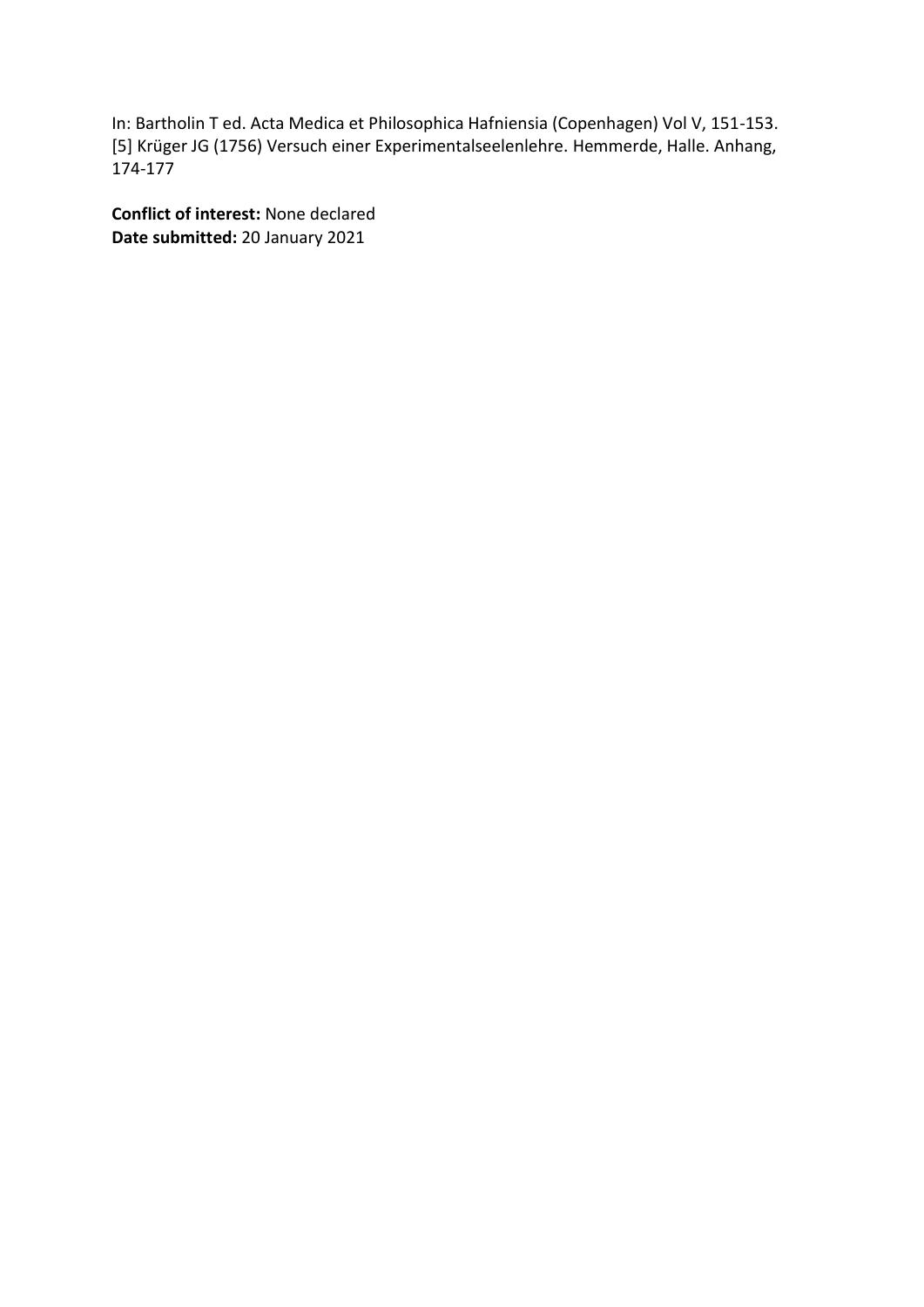In: Bartholin T ed. Acta Medica et Philosophica Hafniensia (Copenhagen) Vol V, 151-153.
[5] Krüger JG (1756) Versuch einer Experimentalseelenlehre. Hemmerde, Halle. Anhang, 174-177

**Conflict of interest:** None declared
**Date submitted:** 20 January 2021